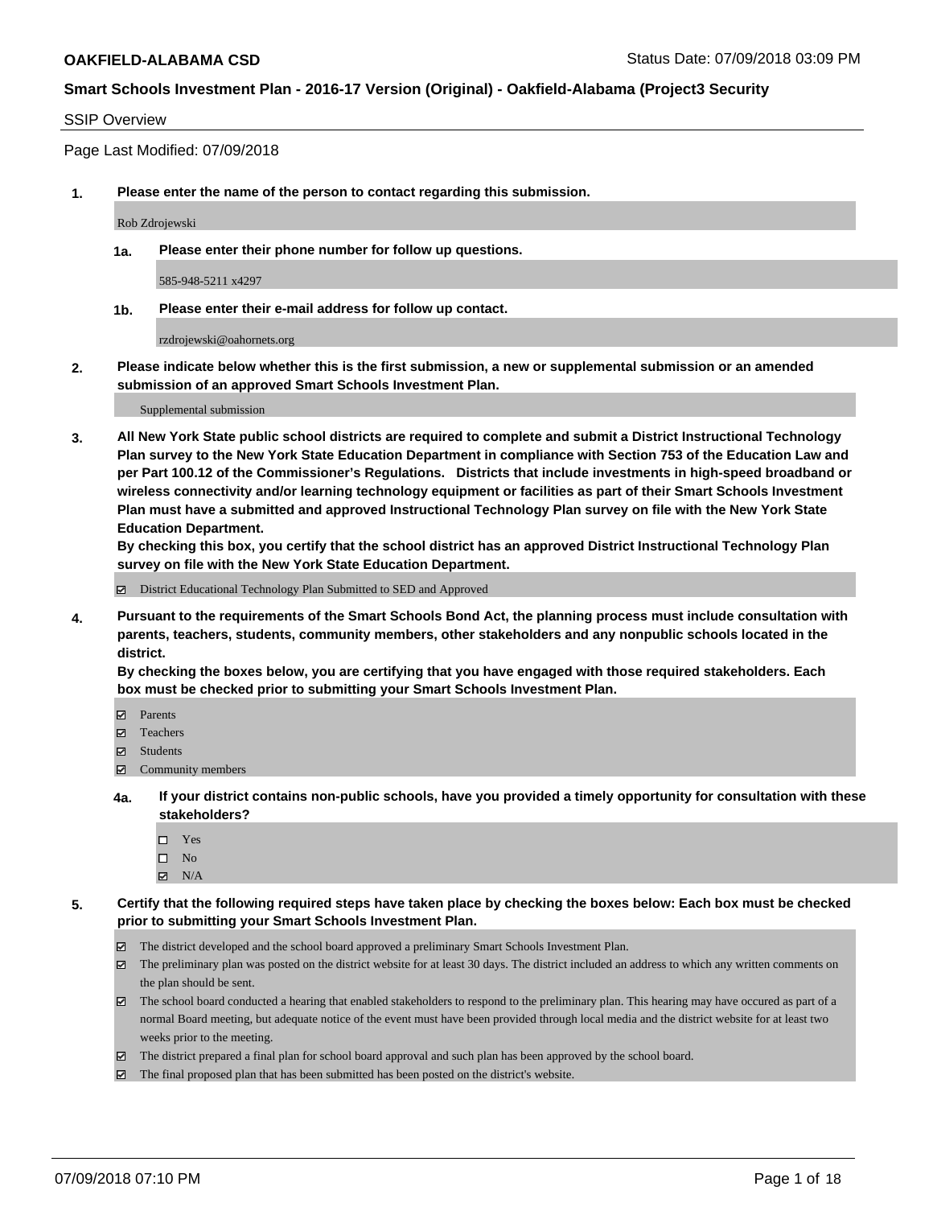**OAKFIELD-ALABAMA CSD** Status Date: 07/09/2018 03:09 PM

**Smart Schools Investment Plan - 2016-17 Version (Original) - Oakfield-Alabama (Project3 Security**

SSIP Overview

Page Last Modified: 07/09/2018

**1. Please enter the name of the person to contact regarding this submission.**

Rob Zdrojewski

**1a. Please enter their phone number for follow up questions.**

585-948-5211 x4297

**1b. Please enter their e-mail address for follow up contact.**

rzdrojewski@oahornets.org

**2. Please indicate below whether this is the first submission, a new or supplemental submission or an amended submission of an approved Smart Schools Investment Plan.**

Supplemental submission

**3. All New York State public school districts are required to complete and submit a District Instructional Technology Plan survey to the New York State Education Department in compliance with Section 753 of the Education Law and per Part 100.12 of the Commissioner's Regulations. Districts that include investments in high-speed broadband or wireless connectivity and/or learning technology equipment or facilities as part of their Smart Schools Investment Plan must have a submitted and approved Instructional Technology Plan survey on file with the New York State Education Department.**
**By checking this box, you certify that the school district has an approved District Instructional Technology Plan survey on file with the New York State Education Department.**

- [x] District Educational Technology Plan Submitted to SED and Approved

**4. Pursuant to the requirements of the Smart Schools Bond Act, the planning process must include consultation with parents, teachers, students, community members, other stakeholders and any nonpublic schools located in the district.**
**By checking the boxes below, you are certifying that you have engaged with those required stakeholders. Each box must be checked prior to submitting your Smart Schools Investment Plan.**

- [x] Parents
- [x] Teachers
- [x] Students
- [x] Community members

**4a. If your district contains non-public schools, have you provided a timely opportunity for consultation with these stakeholders?**

- [ ] Yes
- [ ] No
- [x] N/A

**5. Certify that the following required steps have taken place by checking the boxes below: Each box must be checked prior to submitting your Smart Schools Investment Plan.**

- [x] The district developed and the school board approved a preliminary Smart Schools Investment Plan.
- [x] The preliminary plan was posted on the district website for at least 30 days. The district included an address to which any written comments on the plan should be sent.
- [x] The school board conducted a hearing that enabled stakeholders to respond to the preliminary plan. This hearing may have occured as part of a normal Board meeting, but adequate notice of the event must have been provided through local media and the district website for at least two weeks prior to the meeting.
- [x] The district prepared a final plan for school board approval and such plan has been approved by the school board.
- [x] The final proposed plan that has been submitted has been posted on the district's website.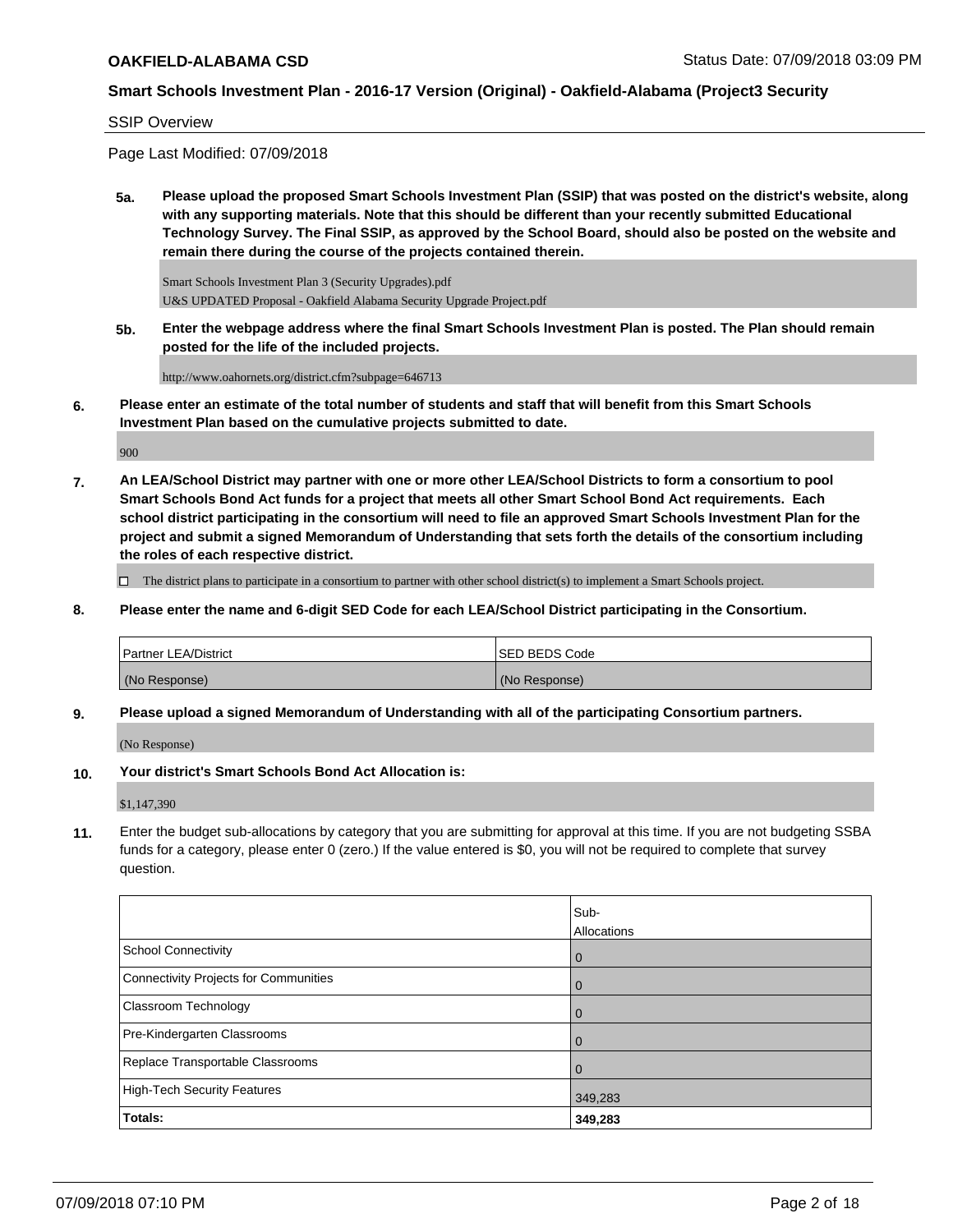SSIP Overview

Page Last Modified: 07/09/2018

**5a. Please upload the proposed Smart Schools Investment Plan (SSIP) that was posted on the district's website, along with any supporting materials. Note that this should be different than your recently submitted Educational Technology Survey. The Final SSIP, as approved by the School Board, should also be posted on the website and remain there during the course of the projects contained therein.**

Smart Schools Investment Plan 3 (Security Upgrades).pdf
U&S UPDATED Proposal - Oakfield Alabama Security Upgrade Project.pdf

**5b. Enter the webpage address where the final Smart Schools Investment Plan is posted. The Plan should remain posted for the life of the included projects.**

http://www.oahornets.org/district.cfm?subpage=646713

**6. Please enter an estimate of the total number of students and staff that will benefit from this Smart Schools Investment Plan based on the cumulative projects submitted to date.**

900

**7. An LEA/School District may partner with one or more other LEA/School Districts to form a consortium to pool Smart Schools Bond Act funds for a project that meets all other Smart School Bond Act requirements. Each school district participating in the consortium will need to file an approved Smart Schools Investment Plan for the project and submit a signed Memorandum of Understanding that sets forth the details of the consortium including the roles of each respective district.**

☐ The district plans to participate in a consortium to partner with other school district(s) to implement a Smart Schools project.

**8. Please enter the name and 6-digit SED Code for each LEA/School District participating in the Consortium.**

| Partner LEA/District | SED BEDS Code |
| --- | --- |
| (No Response) | (No Response) |

**9. Please upload a signed Memorandum of Understanding with all of the participating Consortium partners.**

(No Response)

**10. Your district's Smart Schools Bond Act Allocation is:**

$1,147,390

**11.** Enter the budget sub-allocations by category that you are submitting for approval at this time. If you are not budgeting SSBA funds for a category, please enter 0 (zero.) If the value entered is $0, you will not be required to complete that survey question.

| | Sub-Allocations |
| --- | --- |
| School Connectivity | 0 |
| Connectivity Projects for Communities | 0 |
| Classroom Technology | 0 |
| Pre-Kindergarten Classrooms | 0 |
| Replace Transportable Classrooms | 0 |
| High-Tech Security Features | 349,283 |
| **Totals:** | **349,283** |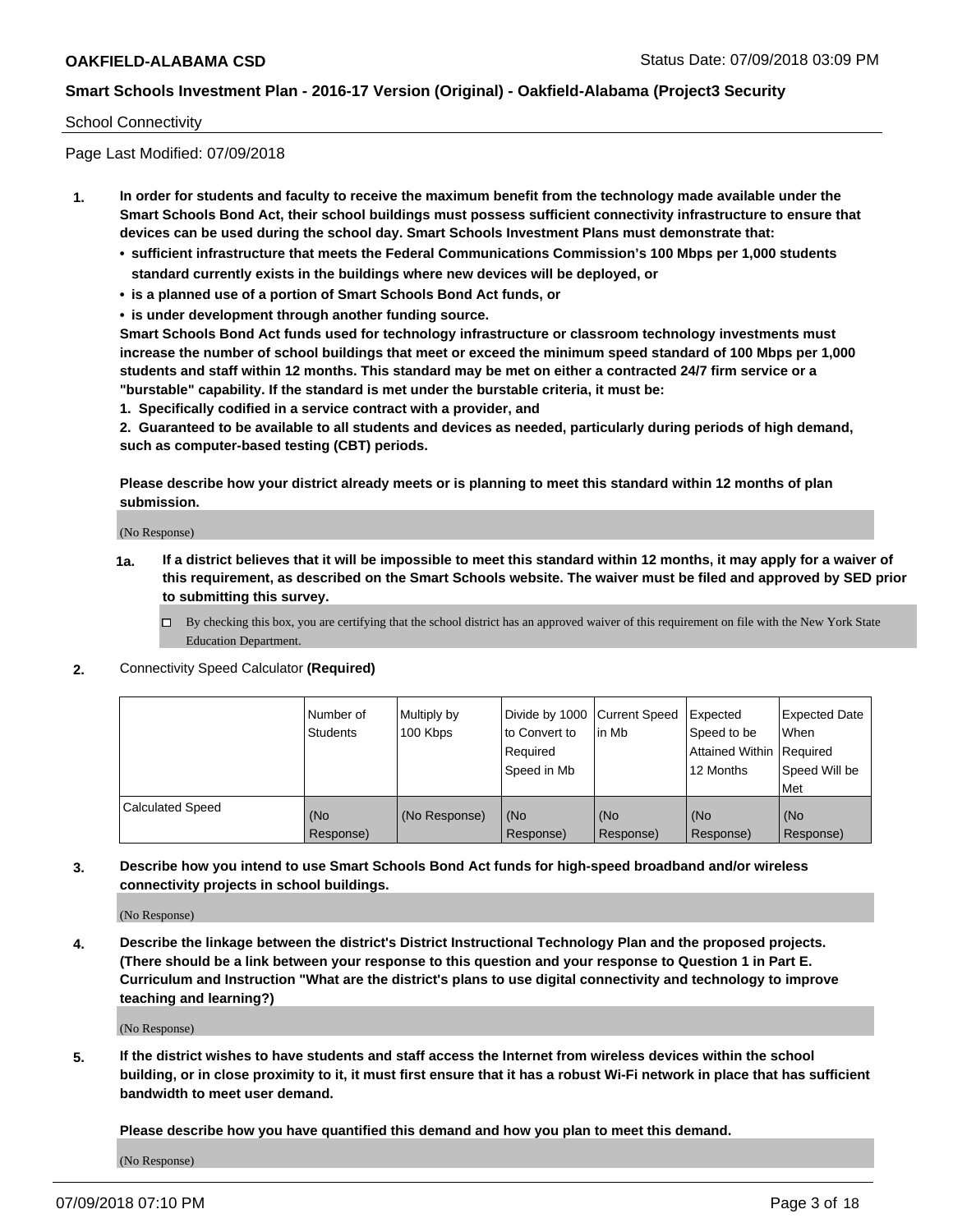School Connectivity

Page Last Modified: 07/09/2018

1. **In order for students and faculty to receive the maximum benefit from the technology made available under the Smart Schools Bond Act, their school buildings must possess sufficient connectivity infrastructure to ensure that devices can be used during the school day. Smart Schools Investment Plans must demonstrate that:**
   - **sufficient infrastructure that meets the Federal Communications Commission's 100 Mbps per 1,000 students standard currently exists in the buildings where new devices will be deployed, or**
   - **is a planned use of a portion of Smart Schools Bond Act funds, or**
   - **is under development through another funding source.**

   **Smart Schools Bond Act funds used for technology infrastructure or classroom technology investments must increase the number of school buildings that meet or exceed the minimum speed standard of 100 Mbps per 1,000 students and staff within 12 months. This standard may be met on either a contracted 24/7 firm service or a "burstable" capability. If the standard is met under the burstable criteria, it must be:**

   **1. Specifically codified in a service contract with a provider, and**

   **2. Guaranteed to be available to all students and devices as needed, particularly during periods of high demand, such as computer-based testing (CBT) periods.**

   **Please describe how your district already meets or is planning to meet this standard within 12 months of plan submission.**

   (No Response)

   **1a. If a district believes that it will be impossible to meet this standard within 12 months, it may apply for a waiver of this requirement, as described on the Smart Schools website. The waiver must be filed and approved by SED prior to submitting this survey.**

   ☐ By checking this box, you are certifying that the school district has an approved waiver of this requirement on file with the New York State Education Department.

2. Connectivity Speed Calculator **(Required)**

| | Number of Students | Multiply by 100 Kbps | Divide by 1000 to Convert to Required Speed in Mb | Current Speed in Mb | Expected Speed to be Attained Within 12 Months | Expected Date When Required Speed Will be Met |
|---|---|---|---|---|---|---|
| Calculated Speed | (No Response) | (No Response) | (No Response) | (No Response) | (No Response) | (No Response) |

3. **Describe how you intend to use Smart Schools Bond Act funds for high-speed broadband and/or wireless connectivity projects in school buildings.**

   (No Response)

4. **Describe the linkage between the district's District Instructional Technology Plan and the proposed projects. (There should be a link between your response to this question and your response to Question 1 in Part E. Curriculum and Instruction "What are the district's plans to use digital connectivity and technology to improve teaching and learning?)**

   (No Response)

5. **If the district wishes to have students and staff access the Internet from wireless devices within the school building, or in close proximity to it, it must first ensure that it has a robust Wi-Fi network in place that has sufficient bandwidth to meet user demand.**

   **Please describe how you have quantified this demand and how you plan to meet this demand.**

   (No Response)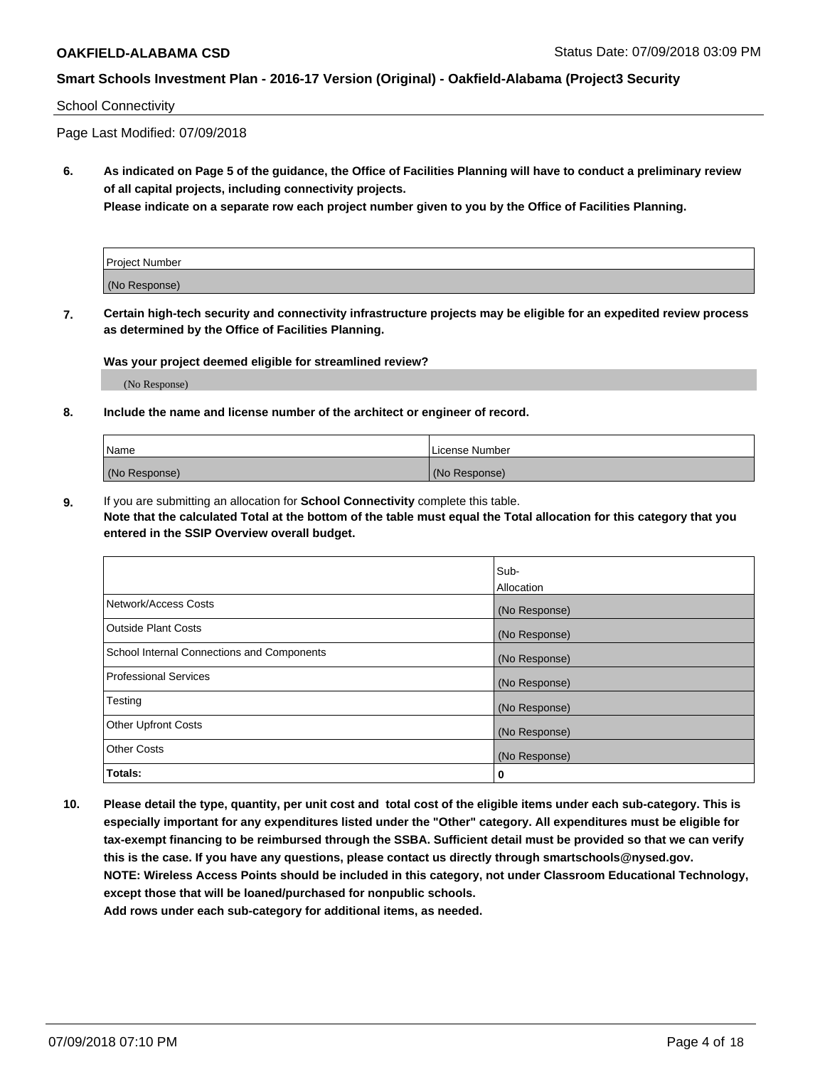School Connectivity

Page Last Modified: 07/09/2018

**6. As indicated on Page 5 of the guidance, the Office of Facilities Planning will have to conduct a preliminary review of all capital projects, including connectivity projects.**
**Please indicate on a separate row each project number given to you by the Office of Facilities Planning.**

| Project Number |
| --- |
| (No Response) |

**7. Certain high-tech security and connectivity infrastructure projects may be eligible for an expedited review process as determined by the Office of Facilities Planning.**

**Was your project deemed eligible for streamlined review?**

(No Response)

**8. Include the name and license number of the architect or engineer of record.**

| Name | License Number |
| --- | --- |
| (No Response) | (No Response) |

**9.** If you are submitting an allocation for **School Connectivity** complete this table.
**Note that the calculated Total at the bottom of the table must equal the Total allocation for this category that you entered in the SSIP Overview overall budget.**

| | Sub-Allocation |
| --- | --- |
| Network/Access Costs | (No Response) |
| Outside Plant Costs | (No Response) |
| School Internal Connections and Components | (No Response) |
| Professional Services | (No Response) |
| Testing | (No Response) |
| Other Upfront Costs | (No Response) |
| Other Costs | (No Response) |
| **Totals:** | **0** |

**10. Please detail the type, quantity, per unit cost and total cost of the eligible items under each sub-category. This is especially important for any expenditures listed under the "Other" category. All expenditures must be eligible for tax-exempt financing to be reimbursed through the SSBA. Sufficient detail must be provided so that we can verify this is the case. If you have any questions, please contact us directly through smartschools@nysed.gov.**
**NOTE: Wireless Access Points should be included in this category, not under Classroom Educational Technology, except those that will be loaned/purchased for nonpublic schools.**
**Add rows under each sub-category for additional items, as needed.**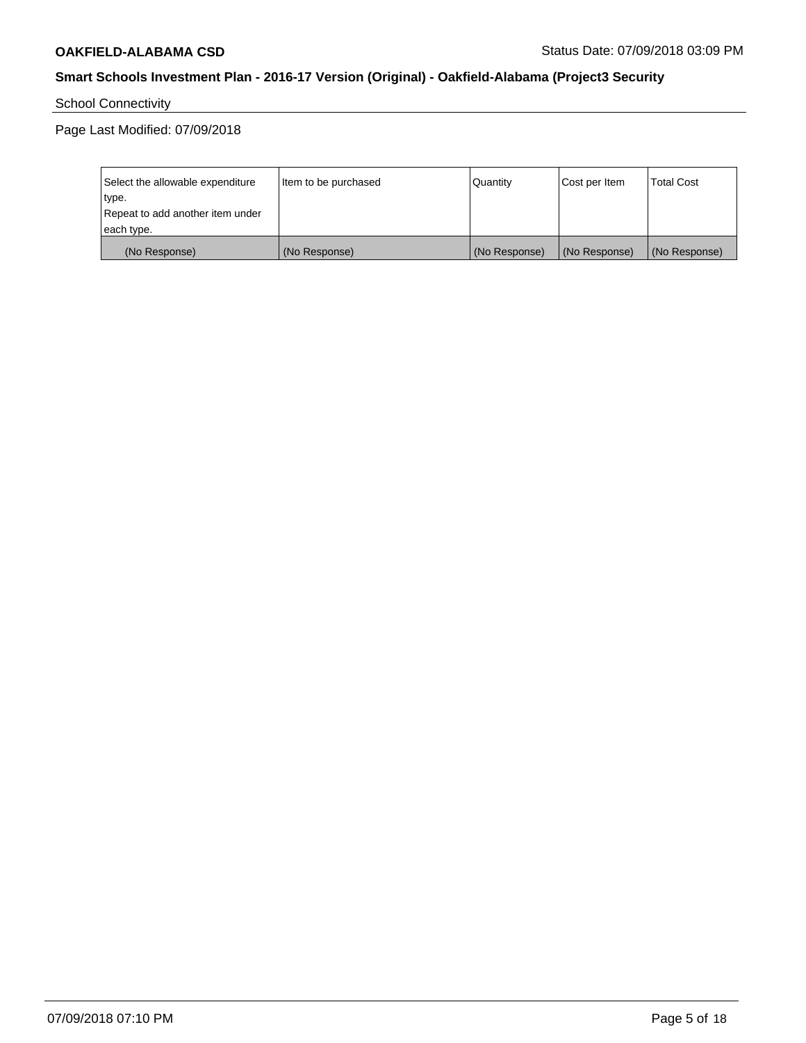School Connectivity

Page Last Modified: 07/09/2018

| Select the allowable expenditure type. Repeat to add another item under each type. | Item to be purchased | Quantity | Cost per Item | Total Cost |
|---|---|---|---|---|
| (No Response) | (No Response) | (No Response) | (No Response) | (No Response) |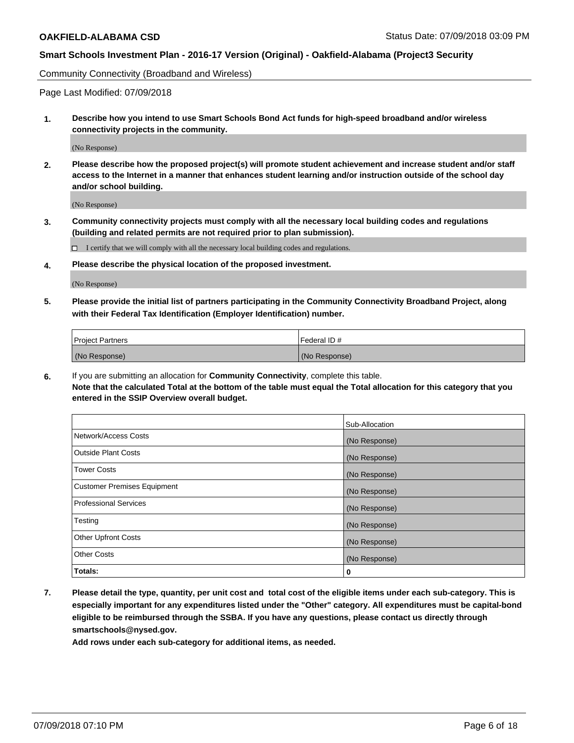Community Connectivity (Broadband and Wireless)

Page Last Modified: 07/09/2018

**1. Describe how you intend to use Smart Schools Bond Act funds for high-speed broadband and/or wireless connectivity projects in the community.**

(No Response)

**2. Please describe how the proposed project(s) will promote student achievement and increase student and/or staff access to the Internet in a manner that enhances student learning and/or instruction outside of the school day and/or school building.**

(No Response)

**3. Community connectivity projects must comply with all the necessary local building codes and regulations (building and related permits are not required prior to plan submission).**

☐ I certify that we will comply with all the necessary local building codes and regulations.

**4. Please describe the physical location of the proposed investment.**

(No Response)

**5. Please provide the initial list of partners participating in the Community Connectivity Broadband Project, along with their Federal Tax Identification (Employer Identification) number.**

| Project Partners | Federal ID # |
| --- | --- |
| (No Response) | (No Response) |

**6.** If you are submitting an allocation for **Community Connectivity**, complete this table.
**Note that the calculated Total at the bottom of the table must equal the Total allocation for this category that you entered in the SSIP Overview overall budget.**

| | Sub-Allocation |
| --- | --- |
| Network/Access Costs | (No Response) |
| Outside Plant Costs | (No Response) |
| Tower Costs | (No Response) |
| Customer Premises Equipment | (No Response) |
| Professional Services | (No Response) |
| Testing | (No Response) |
| Other Upfront Costs | (No Response) |
| Other Costs | (No Response) |
| **Totals:** | **0** |

**7. Please detail the type, quantity, per unit cost and total cost of the eligible items under each sub-category. This is especially important for any expenditures listed under the "Other" category. All expenditures must be capital-bond eligible to be reimbursed through the SSBA. If you have any questions, please contact us directly through smartschools@nysed.gov.**

**Add rows under each sub-category for additional items, as needed.**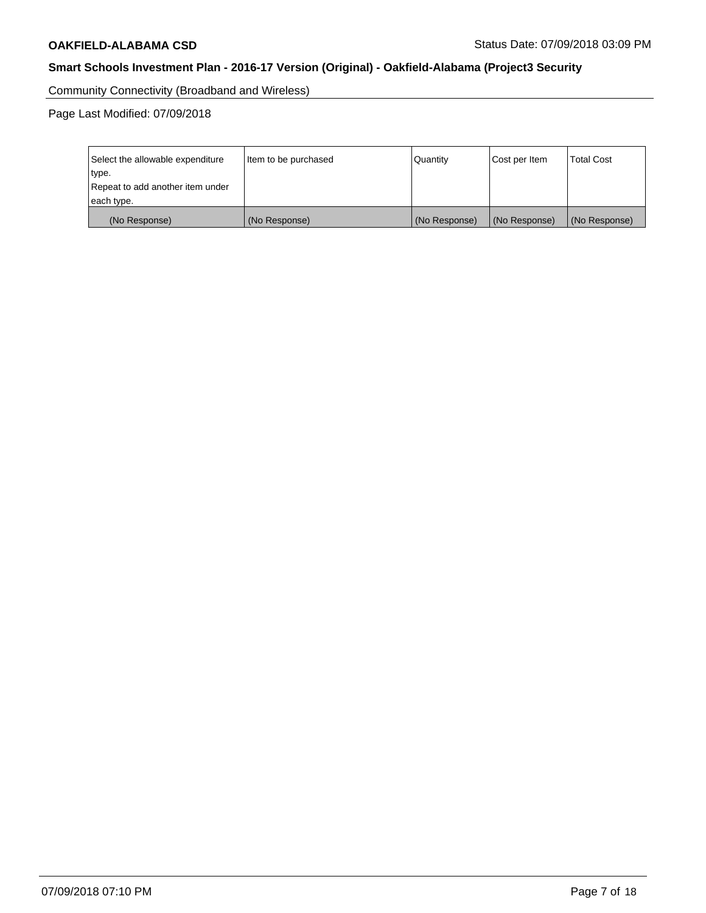Community Connectivity (Broadband and Wireless)

Page Last Modified: 07/09/2018

| Select the allowable expenditure type. Repeat to add another item under each type. | Item to be purchased | Quantity | Cost per Item | Total Cost |
| --- | --- | --- | --- | --- |
| (No Response) | (No Response) | (No Response) | (No Response) | (No Response) |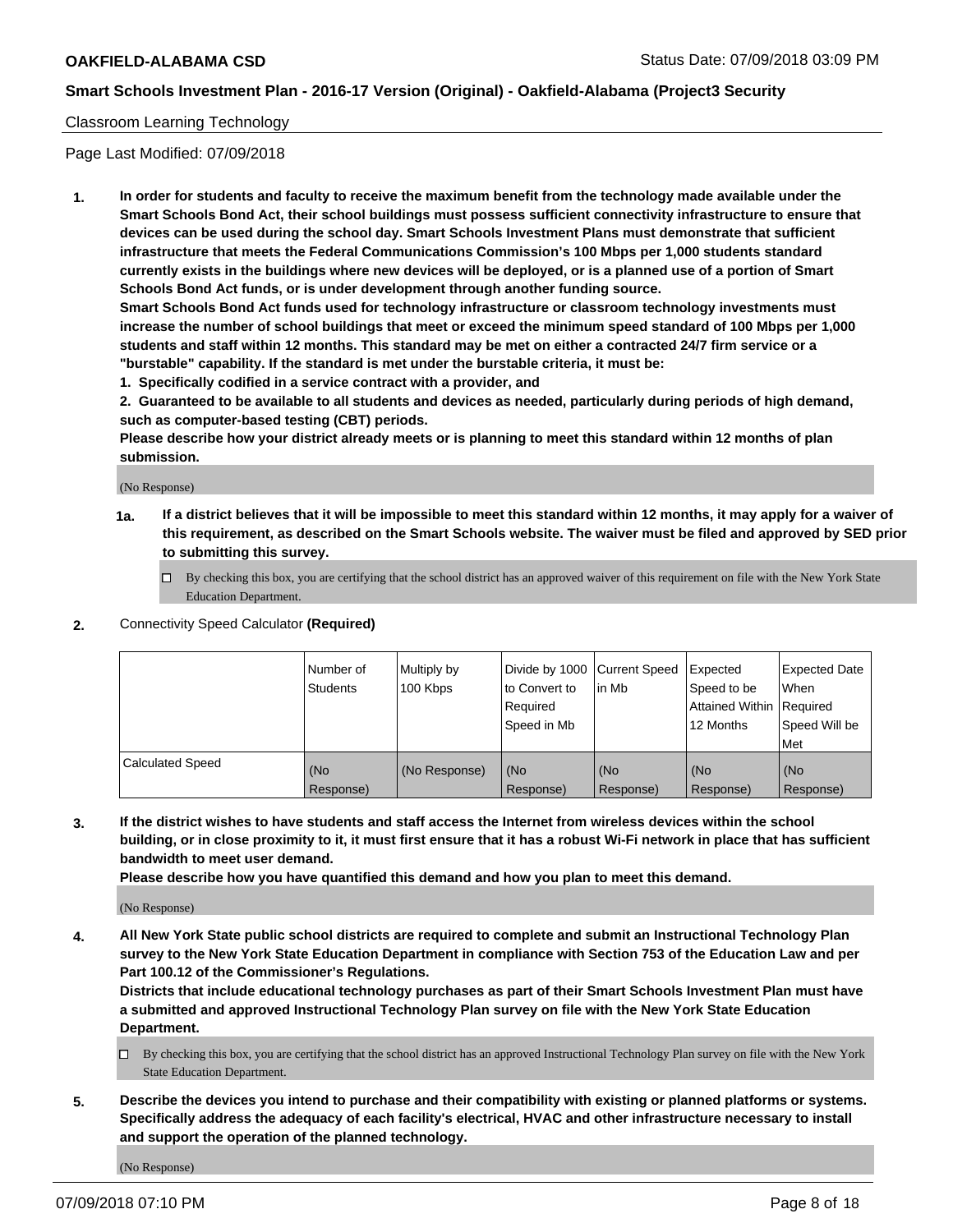**OAKFIELD-ALABAMA CSD** Status Date: 07/09/2018 03:09 PM

**Smart Schools Investment Plan - 2016-17 Version (Original) - Oakfield-Alabama (Project3 Security**

Classroom Learning Technology

Page Last Modified: 07/09/2018

1. **In order for students and faculty to receive the maximum benefit from the technology made available under the Smart Schools Bond Act, their school buildings must possess sufficient connectivity infrastructure to ensure that devices can be used during the school day. Smart Schools Investment Plans must demonstrate that sufficient infrastructure that meets the Federal Communications Commission's 100 Mbps per 1,000 students standard currently exists in the buildings where new devices will be deployed, or is a planned use of a portion of Smart Schools Bond Act funds, or is under development through another funding source.**
   **Smart Schools Bond Act funds used for technology infrastructure or classroom technology investments must increase the number of school buildings that meet or exceed the minimum speed standard of 100 Mbps per 1,000 students and staff within 12 months. This standard may be met on either a contracted 24/7 firm service or a "burstable" capability. If the standard is met under the burstable criteria, it must be:**
   **1. Specifically codified in a service contract with a provider, and**
   **2. Guaranteed to be available to all students and devices as needed, particularly during periods of high demand, such as computer-based testing (CBT) periods.**
   **Please describe how your district already meets or is planning to meet this standard within 12 months of plan submission.**

   (No Response)

   **1a. If a district believes that it will be impossible to meet this standard within 12 months, it may apply for a waiver of this requirement, as described on the Smart Schools website. The waiver must be filed and approved by SED prior to submitting this survey.**

   ☐ By checking this box, you are certifying that the school district has an approved waiver of this requirement on file with the New York State Education Department.

2. Connectivity Speed Calculator **(Required)**

| | Number of Students | Multiply by 100 Kbps | Divide by 1000 to Convert to Required Speed in Mb | Current Speed in Mb | Expected Speed to be Attained Within 12 Months | Expected Date When Required Speed Will be Met |
|---|---|---|---|---|---|---|
| Calculated Speed | (No Response) | (No Response) | (No Response) | (No Response) | (No Response) | (No Response) |

3. **If the district wishes to have students and staff access the Internet from wireless devices within the school building, or in close proximity to it, it must first ensure that it has a robust Wi-Fi network in place that has sufficient bandwidth to meet user demand.**
   **Please describe how you have quantified this demand and how you plan to meet this demand.**

   (No Response)

4. **All New York State public school districts are required to complete and submit an Instructional Technology Plan survey to the New York State Education Department in compliance with Section 753 of the Education Law and per Part 100.12 of the Commissioner's Regulations.**
   **Districts that include educational technology purchases as part of their Smart Schools Investment Plan must have a submitted and approved Instructional Technology Plan survey on file with the New York State Education Department.**

   ☐ By checking this box, you are certifying that the school district has an approved Instructional Technology Plan survey on file with the New York State Education Department.

5. **Describe the devices you intend to purchase and their compatibility with existing or planned platforms or systems. Specifically address the adequacy of each facility's electrical, HVAC and other infrastructure necessary to install and support the operation of the planned technology.**

   (No Response)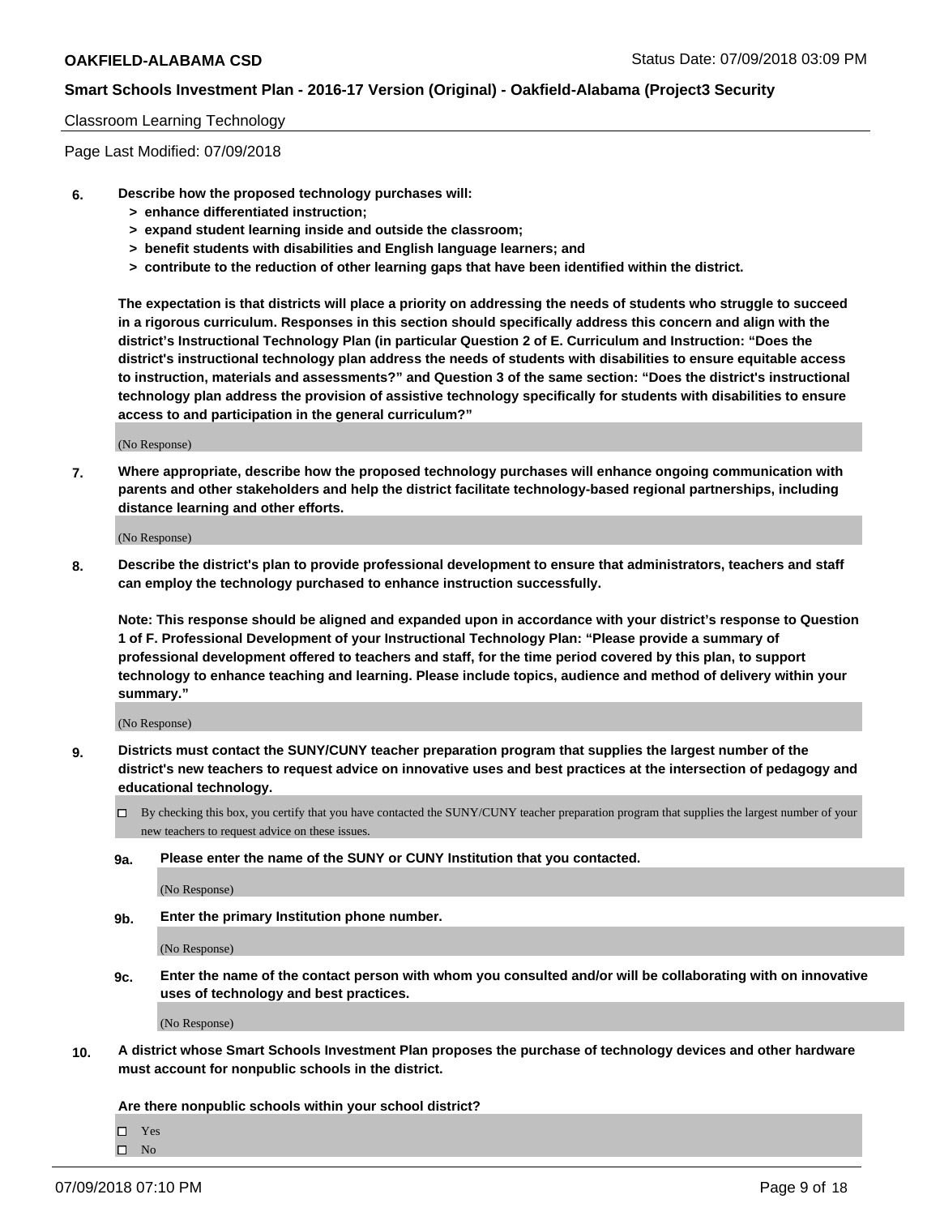Classroom Learning Technology

Page Last Modified: 07/09/2018

**6. Describe how the proposed technology purchases will:**
- **> enhance differentiated instruction;**
- **> expand student learning inside and outside the classroom;**
- **> benefit students with disabilities and English language learners; and**
- **> contribute to the reduction of other learning gaps that have been identified within the district.**

**The expectation is that districts will place a priority on addressing the needs of students who struggle to succeed in a rigorous curriculum. Responses in this section should specifically address this concern and align with the district's Instructional Technology Plan (in particular Question 2 of E. Curriculum and Instruction: "Does the district's instructional technology plan address the needs of students with disabilities to ensure equitable access to instruction, materials and assessments?" and Question 3 of the same section: "Does the district's instructional technology plan address the provision of assistive technology specifically for students with disabilities to ensure access to and participation in the general curriculum?"**

(No Response)

**7. Where appropriate, describe how the proposed technology purchases will enhance ongoing communication with parents and other stakeholders and help the district facilitate technology-based regional partnerships, including distance learning and other efforts.**

(No Response)

**8. Describe the district's plan to provide professional development to ensure that administrators, teachers and staff can employ the technology purchased to enhance instruction successfully.**

**Note: This response should be aligned and expanded upon in accordance with your district's response to Question 1 of F. Professional Development of your Instructional Technology Plan: "Please provide a summary of professional development offered to teachers and staff, for the time period covered by this plan, to support technology to enhance teaching and learning. Please include topics, audience and method of delivery within your summary."**

(No Response)

**9. Districts must contact the SUNY/CUNY teacher preparation program that supplies the largest number of the district's new teachers to request advice on innovative uses and best practices at the intersection of pedagogy and educational technology.**

- ☐ By checking this box, you certify that you have contacted the SUNY/CUNY teacher preparation program that supplies the largest number of your new teachers to request advice on these issues.

**9a. Please enter the name of the SUNY or CUNY Institution that you contacted.**

(No Response)

**9b. Enter the primary Institution phone number.**

(No Response)

**9c. Enter the name of the contact person with whom you consulted and/or will be collaborating with on innovative uses of technology and best practices.**

(No Response)

**10. A district whose Smart Schools Investment Plan proposes the purchase of technology devices and other hardware must account for nonpublic schools in the district.**

**Are there nonpublic schools within your school district?**

- ☐ Yes
- ☐ No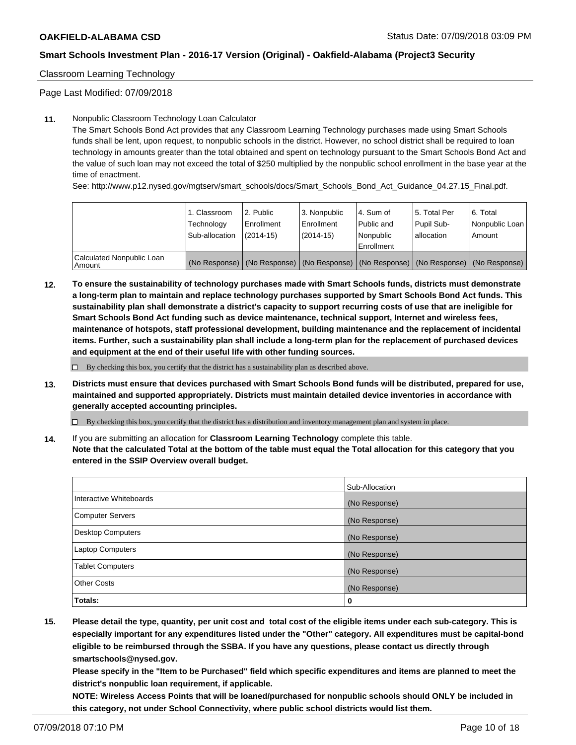Classroom Learning Technology

Page Last Modified: 07/09/2018

**11.** Nonpublic Classroom Technology Loan Calculator

The Smart Schools Bond Act provides that any Classroom Learning Technology purchases made using Smart Schools funds shall be lent, upon request, to nonpublic schools in the district. However, no school district shall be required to loan technology in amounts greater than the total obtained and spent on technology pursuant to the Smart Schools Bond Act and the value of such loan may not exceed the total of $250 multiplied by the nonpublic school enrollment in the base year at the time of enactment.

See: http://www.p12.nysed.gov/mgtserv/smart_schools/docs/Smart_Schools_Bond_Act_Guidance_04.27.15_Final.pdf.

| | 1. Classroom Technology Sub-allocation | 2. Public Enrollment (2014-15) | 3. Nonpublic Enrollment (2014-15) | 4. Sum of Public and Nonpublic Enrollment | 5. Total Per Pupil Sub-allocation | 6. Total Nonpublic Loan Amount |
|---|---|---|---|---|---|---|
| Calculated Nonpublic Loan Amount | (No Response) | (No Response) | (No Response) | (No Response) | (No Response) | (No Response) |

**12.** **To ensure the sustainability of technology purchases made with Smart Schools funds, districts must demonstrate a long-term plan to maintain and replace technology purchases supported by Smart Schools Bond Act funds. This sustainability plan shall demonstrate a district's capacity to support recurring costs of use that are ineligible for Smart Schools Bond Act funding such as device maintenance, technical support, Internet and wireless fees, maintenance of hotspots, staff professional development, building maintenance and the replacement of incidental items. Further, such a sustainability plan shall include a long-term plan for the replacement of purchased devices and equipment at the end of their useful life with other funding sources.**

☐ By checking this box, you certify that the district has a sustainability plan as described above.

**13.** **Districts must ensure that devices purchased with Smart Schools Bond funds will be distributed, prepared for use, maintained and supported appropriately. Districts must maintain detailed device inventories in accordance with generally accepted accounting principles.**

☐ By checking this box, you certify that the district has a distribution and inventory management plan and system in place.

**14.** If you are submitting an allocation for **Classroom Learning Technology** complete this table.
**Note that the calculated Total at the bottom of the table must equal the Total allocation for this category that you entered in the SSIP Overview overall budget.**

| | Sub-Allocation |
|---|---|
| Interactive Whiteboards | (No Response) |
| Computer Servers | (No Response) |
| Desktop Computers | (No Response) |
| Laptop Computers | (No Response) |
| Tablet Computers | (No Response) |
| Other Costs | (No Response) |
| **Totals:** | **0** |

**15.** **Please detail the type, quantity, per unit cost and total cost of the eligible items under each sub-category. This is especially important for any expenditures listed under the "Other" category. All expenditures must be capital-bond eligible to be reimbursed through the SSBA. If you have any questions, please contact us directly through smartschools@nysed.gov.**

**Please specify in the "Item to be Purchased" field which specific expenditures and items are planned to meet the district's nonpublic loan requirement, if applicable.**

**NOTE: Wireless Access Points that will be loaned/purchased for nonpublic schools should ONLY be included in this category, not under School Connectivity, where public school districts would list them.**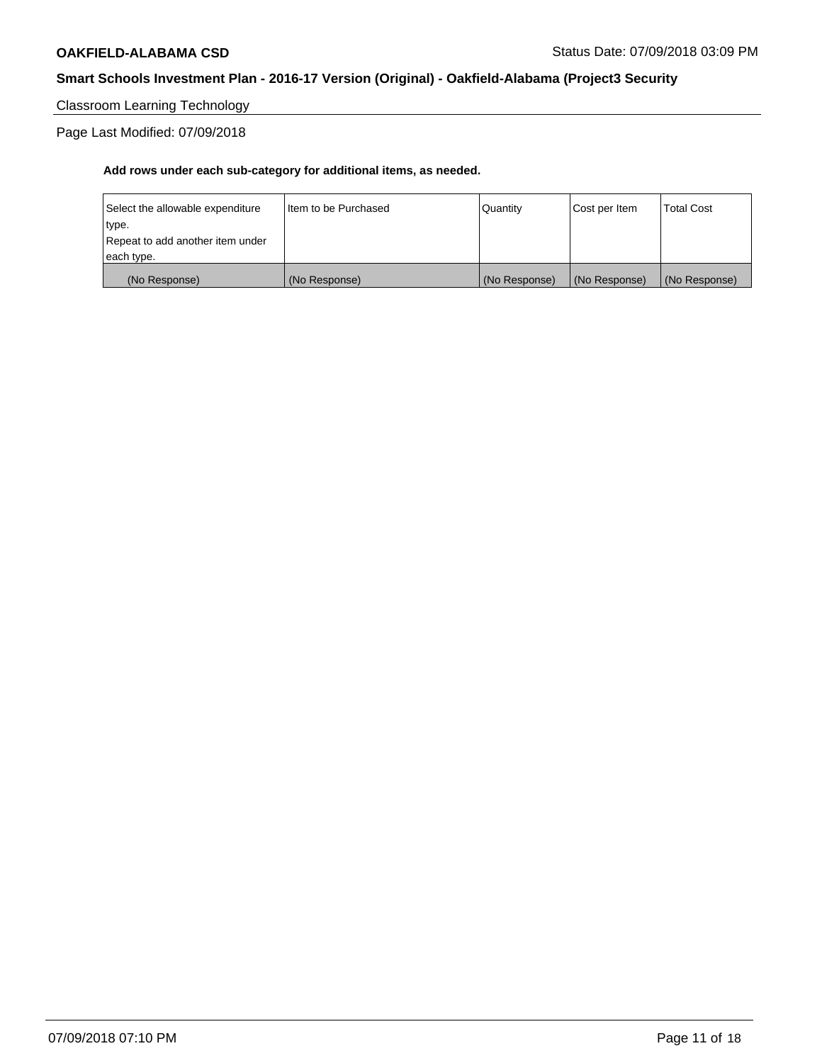Classroom Learning Technology

Page Last Modified: 07/09/2018

**Add rows under each sub-category for additional items, as needed.**

| Select the allowable expenditure type.<br>Repeat to add another item under each type. | Item to be Purchased | Quantity | Cost per Item | Total Cost |
|---|---|---|---|---|
| (No Response) | (No Response) | (No Response) | (No Response) | (No Response) |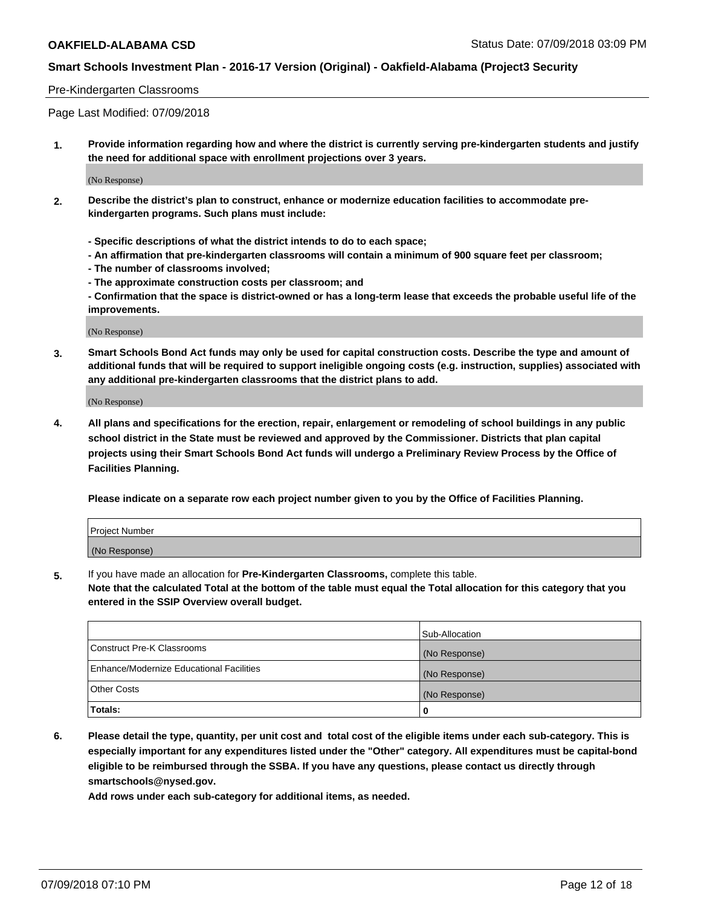Pre-Kindergarten Classrooms

Page Last Modified: 07/09/2018

**1. Provide information regarding how and where the district is currently serving pre-kindergarten students and justify the need for additional space with enrollment projections over 3 years.**

(No Response)

**2. Describe the district's plan to construct, enhance or modernize education facilities to accommodate pre-kindergarten programs. Such plans must include:**

**- Specific descriptions of what the district intends to do to each space;**
**- An affirmation that pre-kindergarten classrooms will contain a minimum of 900 square feet per classroom;**
**- The number of classrooms involved;**
**- The approximate construction costs per classroom; and**
**- Confirmation that the space is district-owned or has a long-term lease that exceeds the probable useful life of the improvements.**

(No Response)

**3. Smart Schools Bond Act funds may only be used for capital construction costs. Describe the type and amount of additional funds that will be required to support ineligible ongoing costs (e.g. instruction, supplies) associated with any additional pre-kindergarten classrooms that the district plans to add.**

(No Response)

**4. All plans and specifications for the erection, repair, enlargement or remodeling of school buildings in any public school district in the State must be reviewed and approved by the Commissioner. Districts that plan capital projects using their Smart Schools Bond Act funds will undergo a Preliminary Review Process by the Office of Facilities Planning.**

**Please indicate on a separate row each project number given to you by the Office of Facilities Planning.**

| Project Number |
|---|
| (No Response) |

**5.** If you have made an allocation for **Pre-Kindergarten Classrooms,** complete this table.
**Note that the calculated Total at the bottom of the table must equal the Total allocation for this category that you entered in the SSIP Overview overall budget.**

| | Sub-Allocation |
|---|---|
| Construct Pre-K Classrooms | (No Response) |
| Enhance/Modernize Educational Facilities | (No Response) |
| Other Costs | (No Response) |
| **Totals:** | **0** |

**6. Please detail the type, quantity, per unit cost and total cost of the eligible items under each sub-category. This is especially important for any expenditures listed under the "Other" category. All expenditures must be capital-bond eligible to be reimbursed through the SSBA. If you have any questions, please contact us directly through smartschools@nysed.gov.**

**Add rows under each sub-category for additional items, as needed.**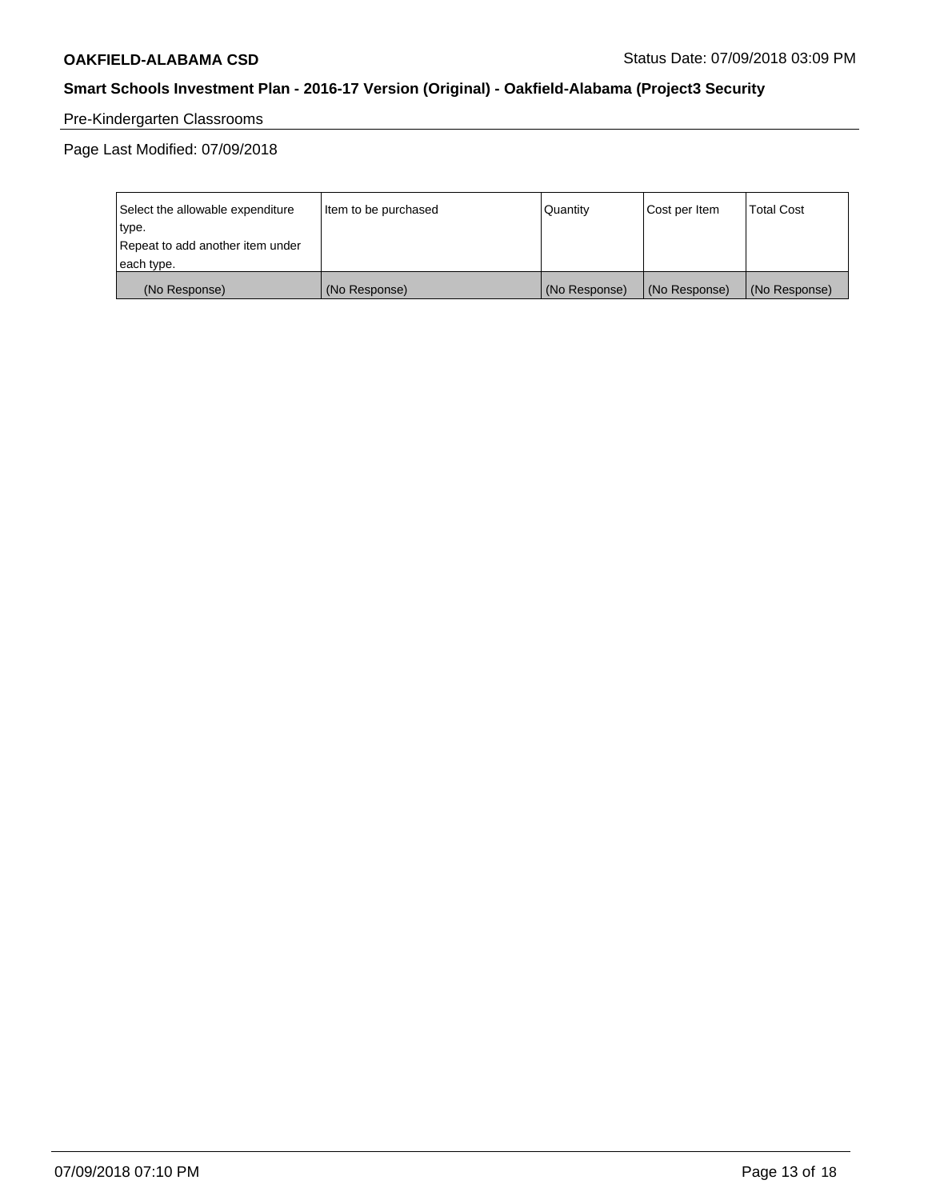Pre-Kindergarten Classrooms

Page Last Modified: 07/09/2018

| Select the allowable expenditure type. Repeat to add another item under each type. | Item to be purchased | Quantity | Cost per Item | Total Cost |
|---|---|---|---|---|
| (No Response) | (No Response) | (No Response) | (No Response) | (No Response) |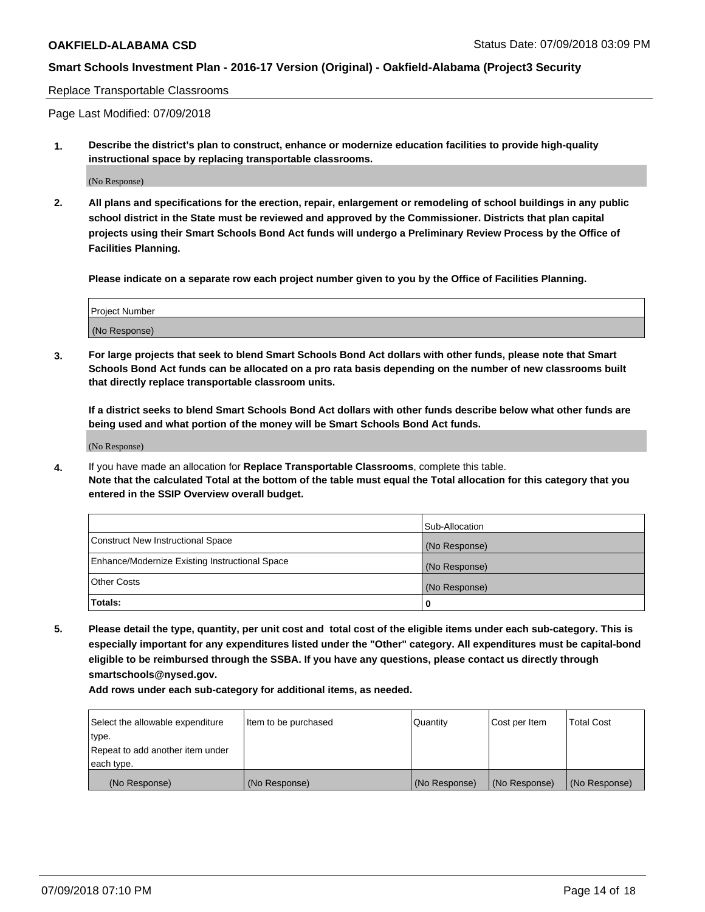Replace Transportable Classrooms

Page Last Modified: 07/09/2018

**1. Describe the district's plan to construct, enhance or modernize education facilities to provide high-quality instructional space by replacing transportable classrooms.**

(No Response)

**2. All plans and specifications for the erection, repair, enlargement or remodeling of school buildings in any public school district in the State must be reviewed and approved by the Commissioner. Districts that plan capital projects using their Smart Schools Bond Act funds will undergo a Preliminary Review Process by the Office of Facilities Planning.**

**Please indicate on a separate row each project number given to you by the Office of Facilities Planning.**

| Project Number |
| --- |
| (No Response) |

**3. For large projects that seek to blend Smart Schools Bond Act dollars with other funds, please note that Smart Schools Bond Act funds can be allocated on a pro rata basis depending on the number of new classrooms built that directly replace transportable classroom units.**

**If a district seeks to blend Smart Schools Bond Act dollars with other funds describe below what other funds are being used and what portion of the money will be Smart Schools Bond Act funds.**

(No Response)

**4.** If you have made an allocation for **Replace Transportable Classrooms**, complete this table. **Note that the calculated Total at the bottom of the table must equal the Total allocation for this category that you entered in the SSIP Overview overall budget.**

| | Sub-Allocation |
| --- | --- |
| Construct New Instructional Space | (No Response) |
| Enhance/Modernize Existing Instructional Space | (No Response) |
| Other Costs | (No Response) |
| **Totals:** | **0** |

**5. Please detail the type, quantity, per unit cost and total cost of the eligible items under each sub-category. This is especially important for any expenditures listed under the "Other" category. All expenditures must be capital-bond eligible to be reimbursed through the SSBA. If you have any questions, please contact us directly through smartschools@nysed.gov.**

**Add rows under each sub-category for additional items, as needed.**

| Select the allowable expenditure type. Repeat to add another item under each type. | Item to be purchased | Quantity | Cost per Item | Total Cost |
| --- | --- | --- | --- | --- |
| (No Response) | (No Response) | (No Response) | (No Response) | (No Response) |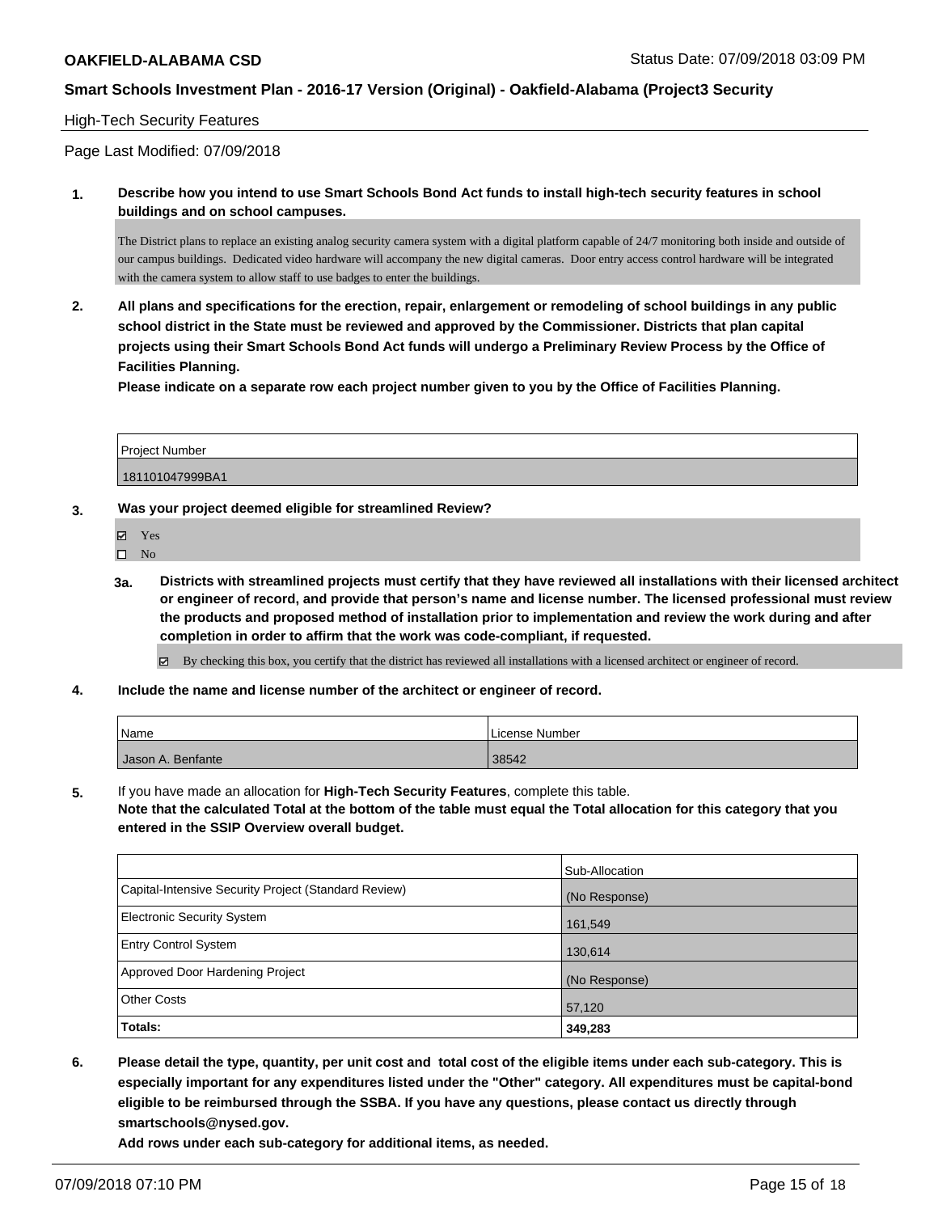**High-Tech Security Features**

Page Last Modified: 07/09/2018

**1. Describe how you intend to use Smart Schools Bond Act funds to install high-tech security features in school buildings and on school campuses.**

The District plans to replace an existing analog security camera system with a digital platform capable of 24/7 monitoring both inside and outside of our campus buildings. Dedicated video hardware will accompany the new digital cameras. Door entry access control hardware will be integrated with the camera system to allow staff to use badges to enter the buildings.

**2. All plans and specifications for the erection, repair, enlargement or remodeling of school buildings in any public school district in the State must be reviewed and approved by the Commissioner. Districts that plan capital projects using their Smart Schools Bond Act funds will undergo a Preliminary Review Process by the Office of Facilities Planning.**
**Please indicate on a separate row each project number given to you by the Office of Facilities Planning.**

| Project Number |
| --- |
| 181101047999BA1 |

**3. Was your project deemed eligible for streamlined Review?**

- ☑ Yes
- ☐ No

**3a. Districts with streamlined projects must certify that they have reviewed all installations with their licensed architect or engineer of record, and provide that person's name and license number. The licensed professional must review the products and proposed method of installation prior to implementation and review the work during and after completion in order to affirm that the work was code-compliant, if requested.**

☑ By checking this box, you certify that the district has reviewed all installations with a licensed architect or engineer of record.

**4. Include the name and license number of the architect or engineer of record.**

| Name | License Number |
| --- | --- |
| Jason A. Benfante | 38542 |

**5.** If you have made an allocation for **High-Tech Security Features**, complete this table.
**Note that the calculated Total at the bottom of the table must equal the Total allocation for this category that you entered in the SSIP Overview overall budget.**

| | Sub-Allocation |
| --- | --- |
| Capital-Intensive Security Project (Standard Review) | (No Response) |
| Electronic Security System | 161,549 |
| Entry Control System | 130,614 |
| Approved Door Hardening Project | (No Response) |
| Other Costs | 57,120 |
| **Totals:** | **349,283** |

**6. Please detail the type, quantity, per unit cost and total cost of the eligible items under each sub-category. This is especially important for any expenditures listed under the "Other" category. All expenditures must be capital-bond eligible to be reimbursed through the SSBA. If you have any questions, please contact us directly through smartschools@nysed.gov.**
**Add rows under each sub-category for additional items, as needed.**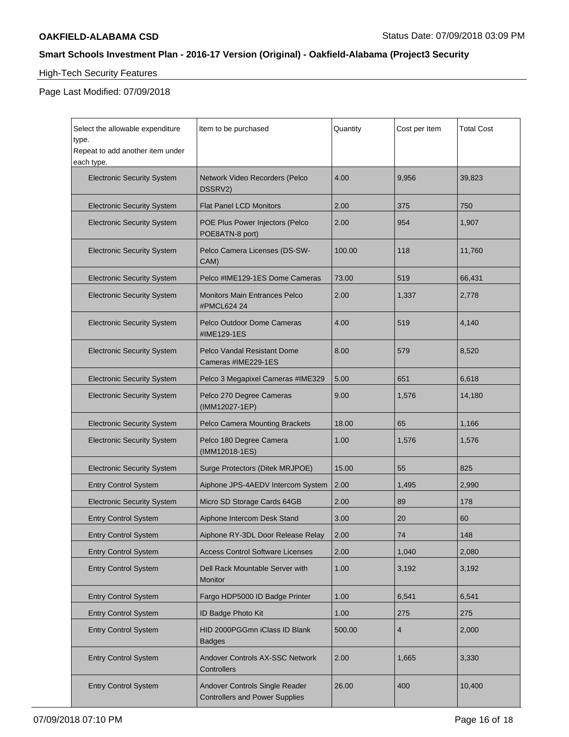**OAKFIELD-ALABAMA CSD** Status Date: 07/09/2018 03:09 PM

**Smart Schools Investment Plan - 2016-17 Version (Original) - Oakfield-Alabama (Project3 Security**

High-Tech Security Features

Page Last Modified: 07/09/2018

| Select the allowable expenditure type. Repeat to add another item under each type. | Item to be purchased | Quantity | Cost per Item | Total Cost |
|---|---|---|---|---|
| Electronic Security System | Network Video Recorders (Pelco DSSRV2) | 4.00 | 9,956 | 39,823 |
| Electronic Security System | Flat Panel LCD Monitors | 2.00 | 375 | 750 |
| Electronic Security System | POE Plus Power Injectors (Pelco POE8ATN-8 port) | 2.00 | 954 | 1,907 |
| Electronic Security System | Pelco Camera Licenses (DS-SW-CAM) | 100.00 | 118 | 11,760 |
| Electronic Security System | Pelco #IME129-1ES Dome Cameras | 73.00 | 519 | 66,431 |
| Electronic Security System | Monitors Main Entrances Pelco #PMCL624 24 | 2.00 | 1,337 | 2,778 |
| Electronic Security System | Pelco Outdoor Dome Cameras #IME129-1ES | 4.00 | 519 | 4,140 |
| Electronic Security System | Pelco Vandal Resistant Dome Cameras #IME229-1ES | 8.00 | 579 | 8,520 |
| Electronic Security System | Pelco 3 Megapixel Cameras #IME329 | 5.00 | 651 | 6,618 |
| Electronic Security System | Pelco 270 Degree Cameras (IMM12027-1EP) | 9.00 | 1,576 | 14,180 |
| Electronic Security System | Pelco Camera Mounting Brackets | 18.00 | 65 | 1,166 |
| Electronic Security System | Pelco 180 Degree Camera (IMM12018-1ES) | 1.00 | 1,576 | 1,576 |
| Electronic Security System | Surge Protectors (Ditek MRJPOE) | 15.00 | 55 | 825 |
| Entry Control System | Aiphone JPS-4AEDV Intercom System | 2.00 | 1,495 | 2,990 |
| Electronic Security System | Micro SD Storage Cards 64GB | 2.00 | 89 | 178 |
| Entry Control System | Aiphone Intercom Desk Stand | 3.00 | 20 | 60 |
| Entry Control System | Aiphone RY-3DL Door Release Relay | 2.00 | 74 | 148 |
| Entry Control System | Access Control Software Licenses | 2.00 | 1,040 | 2,080 |
| Entry Control System | Dell Rack Mountable Server with Monitor | 1.00 | 3,192 | 3,192 |
| Entry Control System | Fargo HDP5000 ID Badge Printer | 1.00 | 6,541 | 6,541 |
| Entry Control System | ID Badge Photo Kit | 1.00 | 275 | 275 |
| Entry Control System | HID 2000PGGmn iClass ID Blank Badges | 500.00 | 4 | 2,000 |
| Entry Control System | Andover Controls AX-SSC Network Controllers | 2.00 | 1,665 | 3,330 |
| Entry Control System | Andover Controls Single Reader Controllers and Power Supplies | 26.00 | 400 | 10,400 |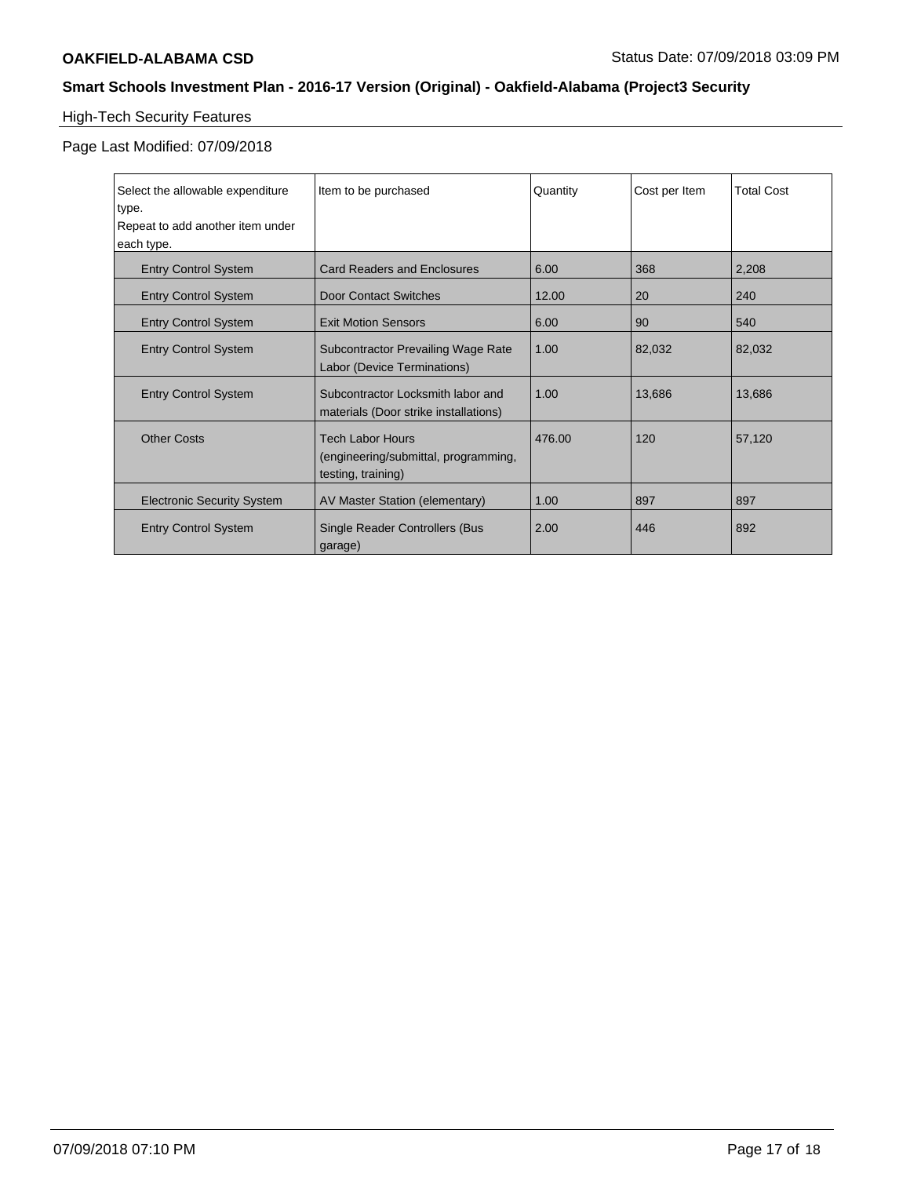## High-Tech Security Features

Page Last Modified: 07/09/2018

| Select the allowable expenditure type. Repeat to add another item under each type. | Item to be purchased | Quantity | Cost per Item | Total Cost |
|---|---|---|---|---|
| Entry Control System | Card Readers and Enclosures | 6.00 | 368 | 2,208 |
| Entry Control System | Door Contact Switches | 12.00 | 20 | 240 |
| Entry Control System | Exit Motion Sensors | 6.00 | 90 | 540 |
| Entry Control System | Subcontractor Prevailing Wage Rate Labor (Device Terminations) | 1.00 | 82,032 | 82,032 |
| Entry Control System | Subcontractor Locksmith labor and materials (Door strike installations) | 1.00 | 13,686 | 13,686 |
| Other Costs | Tech Labor Hours (engineering/submittal, programming, testing, training) | 476.00 | 120 | 57,120 |
| Electronic Security System | AV Master Station (elementary) | 1.00 | 897 | 897 |
| Entry Control System | Single Reader Controllers (Bus garage) | 2.00 | 446 | 892 |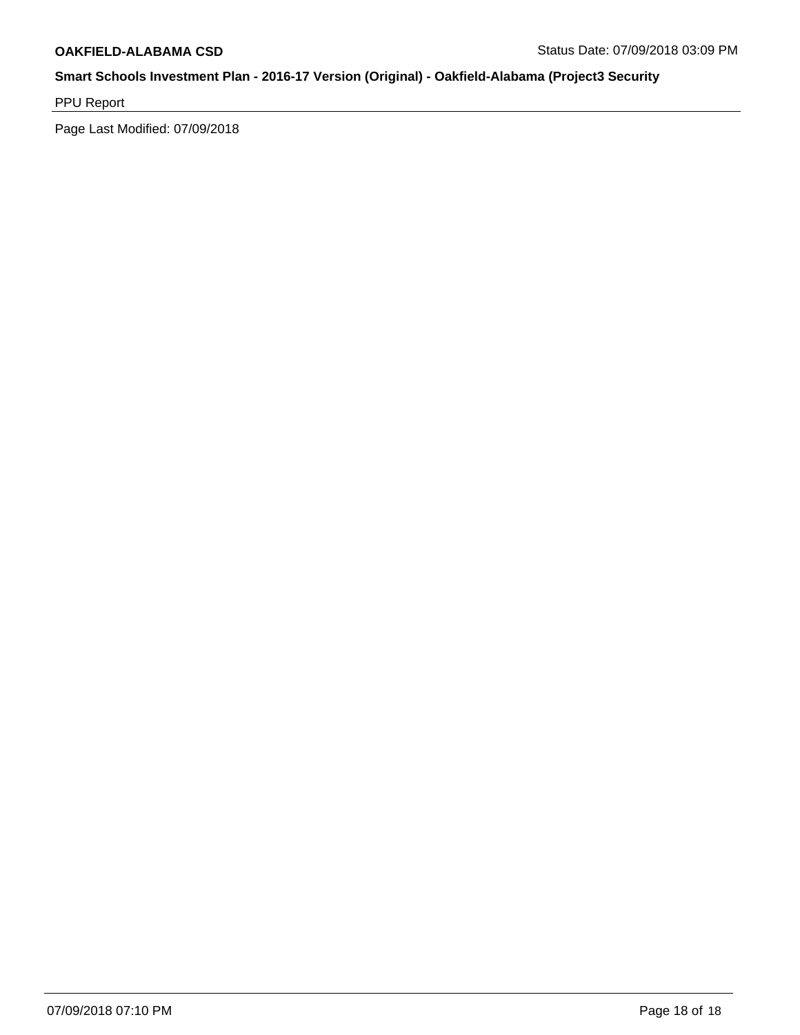PPU Report

Page Last Modified: 07/09/2018